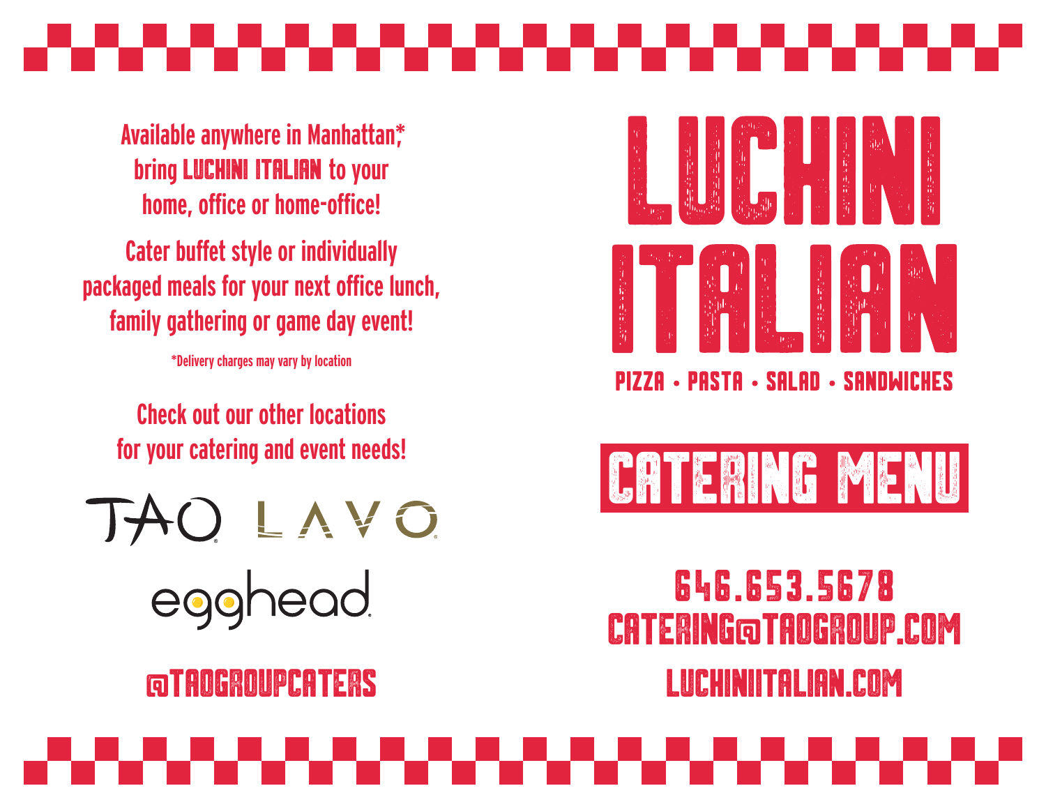Available anywhere in Manhattan,* bring **LUCHINI ITALIAN** to your home, office or home-office!

Cater buffet style or individually packaged meals for your next office lunch, family gathering or game day event!

*Delivery charges may vary by location

Check out our other locations for your catering and event needs!

TAO LAVO

egghead

@TAOGROUPCATERS

# LUCHINI ITALIAN

PIZZA • PASTA • SALAD • SANDWICHES

## CATERING MENU

646.653.5678

CATERING@TAOGROUP.COM

LUCHINIITALIAN.COM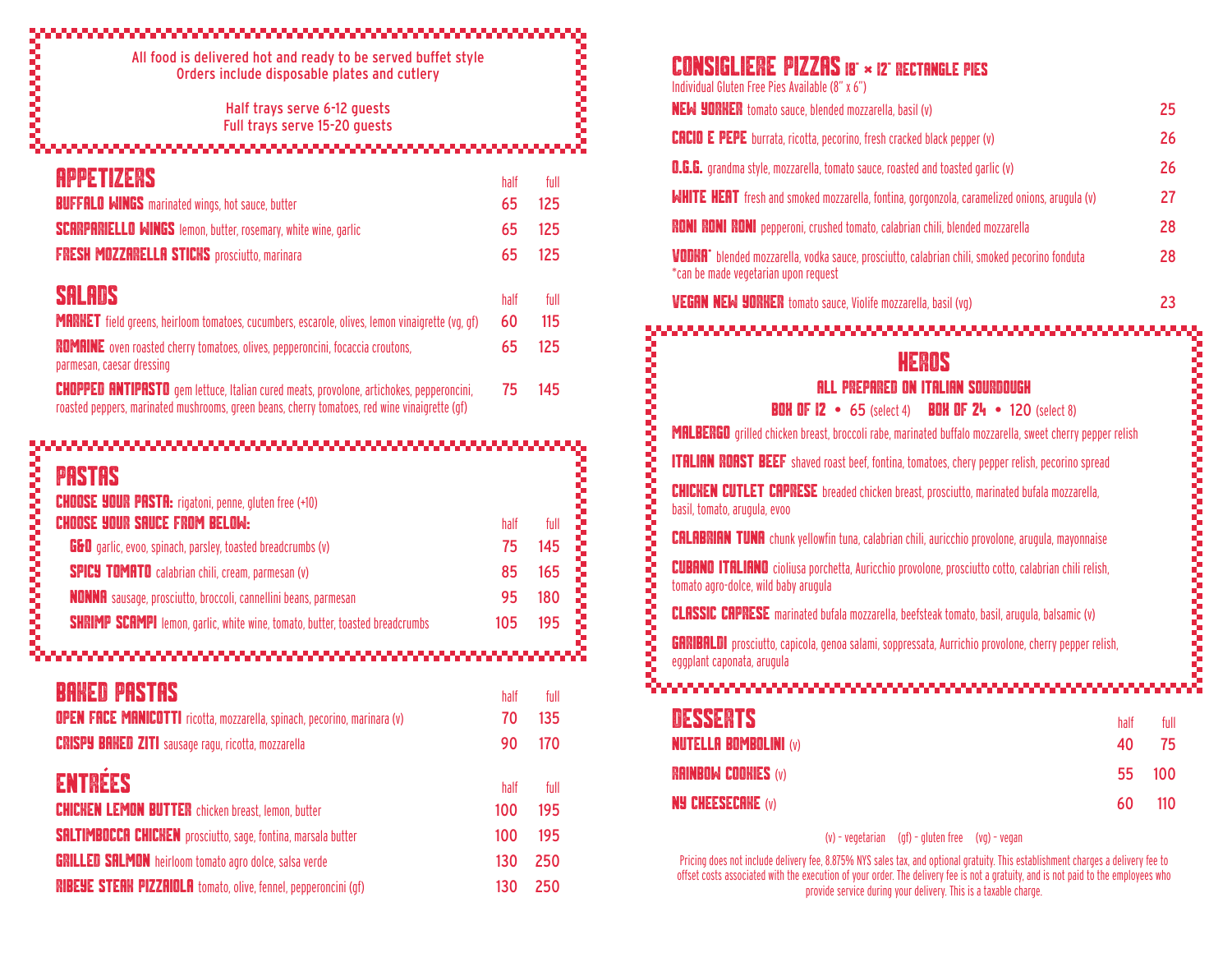All food is delivered hot and ready to be served buffet style
Orders include disposable plates and cutlery

Half trays serve 6-12 guests
Full trays serve 15-20 guests

## APPETIZERS

| | half | full |
|---|---|---|
| **BUFFALO WINGS** marinated wings, hot sauce, butter | 65 | 125 |
| **SCARPARIELLO WINGS** lemon, butter, rosemary, white wine, garlic | 65 | 125 |
| **FRESH MOZZARELLA STICKS** prosciutto, marinara | 65 | 125 |

## SALADS

| | half | full |
|---|---|---|
| **MARKET** field greens, heirloom tomatoes, cucumbers, escarole, olives, lemon vinaigrette (vg, gf) | 60 | 115 |
| **ROMAINE** oven roasted cherry tomatoes, olives, pepperoncini, focaccia croutons, parmesan, caesar dressing | 65 | 125 |
| **CHOPPED ANTIPASTO** gem lettuce, Italian cured meats, provolone, artichokes, pepperoncini, roasted peppers, marinated mushrooms, green beans, cherry tomatoes, red wine vinaigrette (gf) | 75 | 145 |

## PASTAS

**CHOOSE YOUR PASTA:** rigatoni, penne, gluten free (+10)

**CHOOSE YOUR SAUCE FROM BELOW:**

| | half | full |
|---|---|---|
| **G&O** garlic, evoo, spinach, parsley, toasted breadcrumbs (v) | 75 | 145 |
| **SPICY TOMATO** calabrian chili, cream, parmesan (v) | 85 | 165 |
| **NONNA** sausage, prosciutto, broccoli, cannellini beans, parmesan | 95 | 180 |
| **SHRIMP SCAMPI** lemon, garlic, white wine, tomato, butter, toasted breadcrumbs | 105 | 195 |

## BAKED PASTAS

| | half | full |
|---|---|---|
| **OPEN FACE MANICOTTI** ricotta, mozzarella, spinach, pecorino, marinara (v) | 70 | 135 |
| **CRISPY BAKED ZITI** sausage ragu, ricotta, mozzarella | 90 | 170 |

## ENTRÉES

| | half | full |
|---|---|---|
| **CHICKEN LEMON BUTTER** chicken breast, lemon, butter | 100 | 195 |
| **SALTIMBOCCA CHICKEN** prosciutto, sage, fontina, marsala butter | 100 | 195 |
| **GRILLED SALMON** heirloom tomato agro dolce, salsa verde | 130 | 250 |
| **RIBEYE STEAK PIZZAIOLA** tomato, olive, fennel, pepperoncini (gf) | 130 | 250 |

## CONSIGLIERE PIZZAS 18" × 12" RECTANGLE PIES

Individual Gluten Free Pies Available (8" x 6")

| | |
|---|---|
| **NEW YORKER** tomato sauce, blended mozzarella, basil (v) | 25 |
| **CACIO E PEPE** burrata, ricotta, pecorino, fresh cracked black pepper (v) | 26 |
| **O.G.G.** grandma style, mozzarella, tomato sauce, roasted and toasted garlic (v) | 26 |
| **WHITE HEAT** fresh and smoked mozzarella, fontina, gorgonzola, caramelized onions, arugula (v) | 27 |
| **RONI RONI RONI** pepperoni, crushed tomato, calabrian chili, blended mozzarella | 28 |
| **VODKA*** blended mozzarella, vodka sauce, prosciutto, calabrian chili, smoked pecorino fonduta *can be made vegetarian upon request | 28 |
| **VEGAN NEW YORKER** tomato sauce, Violife mozzarella, basil (vg) | 23 |

## HEROS

### ALL PREPARED ON ITALIAN SOURDOUGH

**BOX OF 12** • 65 (select 4) **BOX OF 24** • 120 (select 8)

**MALBERGO** grilled chicken breast, broccoli rabe, marinated buffalo mozzarella, sweet cherry pepper relish

**ITALIAN ROAST BEEF** shaved roast beef, fontina, tomatoes, chery pepper relish, pecorino spread

**CHICKEN CUTLET CAPRESE** breaded chicken breast, prosciutto, marinated bufala mozzarella, basil, tomato, arugula, evoo

**CALABRIAN TUNA** chunk yellowfin tuna, calabrian chili, auricchio provolone, arugula, mayonnaise

**CUBANO ITALIANO** cioliusa porchetta, Auricchio provolone, prosciutto cotto, calabrian chili relish, tomato agro-dolce, wild baby arugula

**CLASSIC CAPRESE** marinated bufala mozzarella, beefsteak tomato, basil, arugula, balsamic (v)

**GARIBALDI** prosciutto, capicola, genoa salami, soppressata, Aurrichio provolone, cherry pepper relish, eggplant caponata, arugula

## DESSERTS

| | half | full |
|---|---|---|
| **NUTELLA BOMBOLINI** (v) | 40 | 75 |
| **RAINBOW COOKIES** (v) | 55 | 100 |
| **NY CHEESECAKE** (v) | 60 | 110 |

(v) - vegetarian (gf) - gluten free (vg) - vegan

Pricing does not include delivery fee, 8.875% NYS sales tax, and optional gratuity. This establishment charges a delivery fee to offset costs associated with the execution of your order. The delivery fee is not a gratuity, and is not paid to the employees who provide service during your delivery. This is a taxable charge.